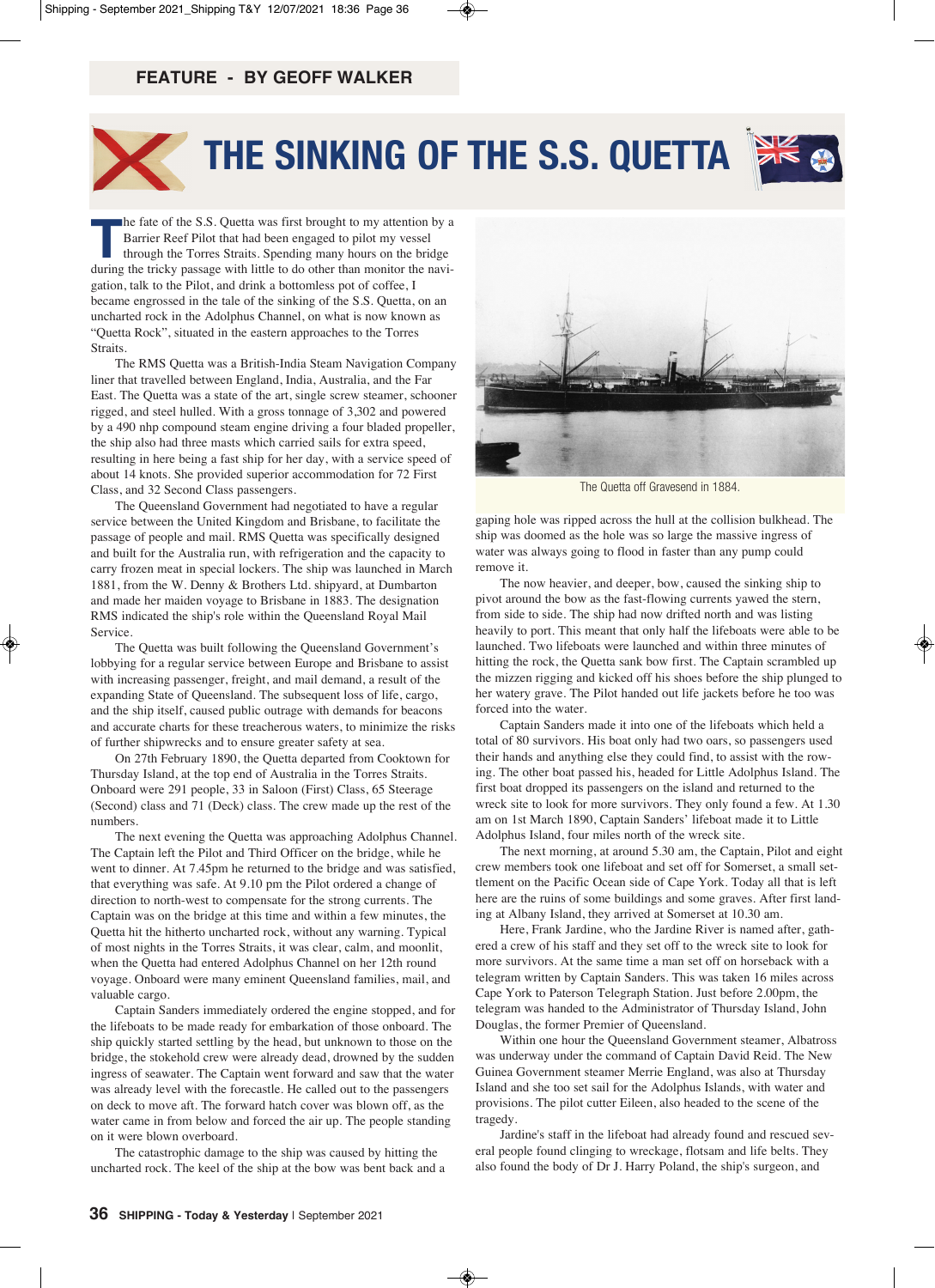FEATURE - BY GEOFF WALKER

# THE SINKING OF THE S.S. QUETTA

The fate of the S.S. Quetta was first brought to my attention by a Barrier Reef Pilot that had been engaged to pilot my vessel through the Torres Straits. Spending many hours on the bridge during the tricky passage with little to do other than monitor the navigation, talk to the Pilot, and drink a bottomless pot of coffee, I became engrossed in the tale of the sinking of the S.S. Quetta, on an uncharted rock in the Adolphus Channel, on what is now known as "Quetta Rock", situated in the eastern approaches to the Torres Straits.

The RMS Quetta was a British-India Steam Navigation Company liner that travelled between England, India, Australia, and the Far East. The Quetta was a state of the art, single screw steamer, schooner rigged, and steel hulled. With a gross tonnage of 3,302 and powered by a 490 nhp compound steam engine driving a four bladed propeller, the ship also had three masts which carried sails for extra speed, resulting in here being a fast ship for her day, with a service speed of about 14 knots. She provided superior accommodation for 72 First Class, and 32 Second Class passengers.

The Queensland Government had negotiated to have a regular service between the United Kingdom and Brisbane, to facilitate the passage of people and mail. RMS Quetta was specifically designed and built for the Australia run, with refrigeration and the capacity to carry frozen meat in special lockers. The ship was launched in March 1881, from the W. Denny & Brothers Ltd. shipyard, at Dumbarton and made her maiden voyage to Brisbane in 1883. The designation RMS indicated the ship's role within the Queensland Royal Mail Service.

The Quetta was built following the Queensland Government's lobbying for a regular service between Europe and Brisbane to assist with increasing passenger, freight, and mail demand, a result of the expanding State of Queensland. The subsequent loss of life, cargo, and the ship itself, caused public outrage with demands for beacons and accurate charts for these treacherous waters, to minimize the risks of further shipwrecks and to ensure greater safety at sea.

On 27th February 1890, the Quetta departed from Cooktown for Thursday Island, at the top end of Australia in the Torres Straits. Onboard were 291 people, 33 in Saloon (First) Class, 65 Steerage (Second) class and 71 (Deck) class. The crew made up the rest of the numbers.

The next evening the Quetta was approaching Adolphus Channel. The Captain left the Pilot and Third Officer on the bridge, while he went to dinner. At 7.45pm he returned to the bridge and was satisfied, that everything was safe. At 9.10 pm the Pilot ordered a change of direction to north-west to compensate for the strong currents. The Captain was on the bridge at this time and within a few minutes, the Quetta hit the hitherto uncharted rock, without any warning. Typical of most nights in the Torres Straits, it was clear, calm, and moonlit, when the Quetta had entered Adolphus Channel on her 12th round voyage. Onboard were many eminent Queensland families, mail, and valuable cargo.

Captain Sanders immediately ordered the engine stopped, and for the lifeboats to be made ready for embarkation of those onboard. The ship quickly started settling by the head, but unknown to those on the bridge, the stokehold crew were already dead, drowned by the sudden ingress of seawater. The Captain went forward and saw that the water was already level with the forecastle. He called out to the passengers on deck to move aft. The forward hatch cover was blown off, as the water came in from below and forced the air up. The people standing on it were blown overboard.

The catastrophic damage to the ship was caused by hitting the uncharted rock. The keel of the ship at the bow was bent back and a gaping hole was ripped across the hull at the collision bulkhead. The ship was doomed as the hole was so large the massive ingress of water was always going to flood in faster than any pump could remove it.

The Quetta off Gravesend in 1884.

The now heavier, and deeper, bow, caused the sinking ship to pivot around the bow as the fast-flowing currents yawed the stern, from side to side. The ship had now drifted north and was listing heavily to port. This meant that only half the lifeboats were able to be launched. Two lifeboats were launched and within three minutes of hitting the rock, the Quetta sank bow first. The Captain scrambled up the mizzen rigging and kicked off his shoes before the ship plunged to her watery grave. The Pilot handed out life jackets before he too was forced into the water.

Captain Sanders made it into one of the lifeboats which held a total of 80 survivors. His boat only had two oars, so passengers used their hands and anything else they could find, to assist with the rowing. The other boat passed his, headed for Little Adolphus Island. The first boat dropped its passengers on the island and returned to the wreck site to look for more survivors. They only found a few. At 1.30 am on 1st March 1890, Captain Sanders' lifeboat made it to Little Adolphus Island, four miles north of the wreck site.

The next morning, at around 5.30 am, the Captain, Pilot and eight crew members took one lifeboat and set off for Somerset, a small settlement on the Pacific Ocean side of Cape York. Today all that is left here are the ruins of some buildings and some graves. After first landing at Albany Island, they arrived at Somerset at 10.30 am.

Here, Frank Jardine, who the Jardine River is named after, gathered a crew of his staff and they set off to the wreck site to look for more survivors. At the same time a man set off on horseback with a telegram written by Captain Sanders. This was taken 16 miles across Cape York to Paterson Telegraph Station. Just before 2.00pm, the telegram was handed to the Administrator of Thursday Island, John Douglas, the former Premier of Queensland.

Within one hour the Queensland Government steamer, Albatross was underway under the command of Captain David Reid. The New Guinea Government steamer Merrie England, was also at Thursday Island and she too set sail for the Adolphus Islands, with water and provisions. The pilot cutter Eileen, also headed to the scene of the tragedy.

Jardine's staff in the lifeboat had already found and rescued several people found clinging to wreckage, flotsam and life belts. They also found the body of Dr J. Harry Poland, the ship's surgeon, and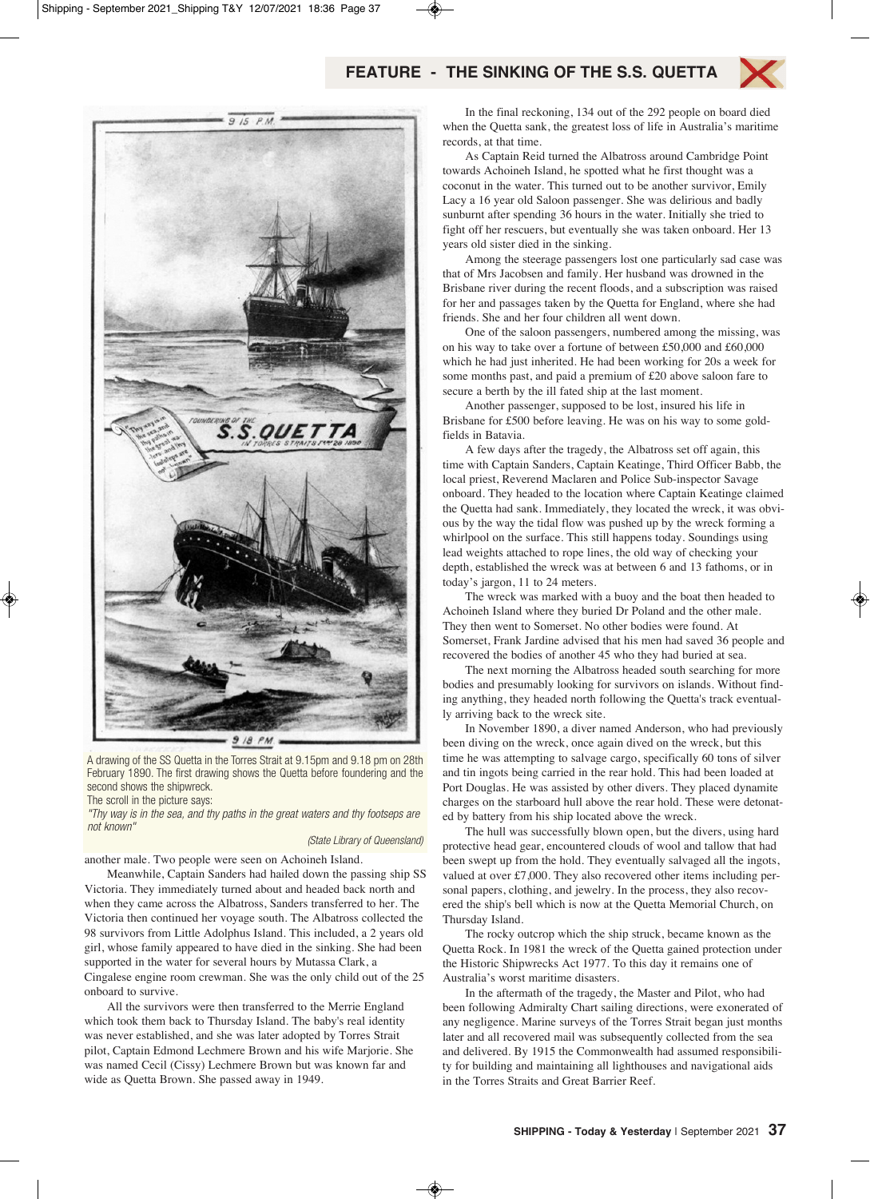## FEATURE - THE SINKING OF THE S.S. QUETTA

A drawing of the SS Quetta in the Torres Strait at 9.15pm and 9.18 pm on 28th February 1890. The first drawing shows the Quetta before foundering and the second shows the shipwreck.
The scroll in the picture says:
*"Thy way is in the sea, and thy paths in the great waters and thy footseps are not known"*
*(State Library of Queensland)*

another male. Two people were seen on Achoineh Island.

Meanwhile, Captain Sanders had hailed down the passing ship SS Victoria. They immediately turned about and headed back north and when they came across the Albatross, Sanders transferred to her. The Victoria then continued her voyage south. The Albatross collected the 98 survivors from Little Adolphus Island. This included, a 2 years old girl, whose family appeared to have died in the sinking. She had been supported in the water for several hours by Mutassa Clark, a Cingalese engine room crewman. She was the only child out of the 25 onboard to survive.

All the survivors were then transferred to the Merrie England which took them back to Thursday Island. The baby's real identity was never established, and she was later adopted by Torres Strait pilot, Captain Edmond Lechmere Brown and his wife Marjorie. She was named Cecil (Cissy) Lechmere Brown but was known far and wide as Quetta Brown. She passed away in 1949.

In the final reckoning, 134 out of the 292 people on board died when the Quetta sank, the greatest loss of life in Australia's maritime records, at that time.

As Captain Reid turned the Albatross around Cambridge Point towards Achoineh Island, he spotted what he first thought was a coconut in the water. This turned out to be another survivor, Emily Lacy a 16 year old Saloon passenger. She was delirious and badly sunburnt after spending 36 hours in the water. Initially she tried to fight off her rescuers, but eventually she was taken onboard. Her 13 years old sister died in the sinking.

Among the steerage passengers lost one particularly sad case was that of Mrs Jacobsen and family. Her husband was drowned in the Brisbane river during the recent floods, and a subscription was raised for her and passages taken by the Quetta for England, where she had friends. She and her four children all went down.

One of the saloon passengers, numbered among the missing, was on his way to take over a fortune of between £50,000 and £60,000 which he had just inherited. He had been working for 20s a week for some months past, and paid a premium of £20 above saloon fare to secure a berth by the ill fated ship at the last moment.

Another passenger, supposed to be lost, insured his life in Brisbane for £500 before leaving. He was on his way to some gold-fields in Batavia.

A few days after the tragedy, the Albatross set off again, this time with Captain Sanders, Captain Keatinge, Third Officer Babb, the local priest, Reverend Maclaren and Police Sub-inspector Savage onboard. They headed to the location where Captain Keatinge claimed the Quetta had sank. Immediately, they located the wreck, it was obvious by the way the tidal flow was pushed up by the wreck forming a whirlpool on the surface. This still happens today. Soundings using lead weights attached to rope lines, the old way of checking your depth, established the wreck was at between 6 and 13 fathoms, or in today's jargon, 11 to 24 meters.

The wreck was marked with a buoy and the boat then headed to Achoineh Island where they buried Dr Poland and the other male. They then went to Somerset. No other bodies were found. At Somerset, Frank Jardine advised that his men had saved 36 people and recovered the bodies of another 45 who they had buried at sea.

The next morning the Albatross headed south searching for more bodies and presumably looking for survivors on islands. Without finding anything, they headed north following the Quetta's track eventually arriving back to the wreck site.

In November 1890, a diver named Anderson, who had previously been diving on the wreck, once again dived on the wreck, but this time he was attempting to salvage cargo, specifically 60 tons of silver and tin ingots being carried in the rear hold. This had been loaded at Port Douglas. He was assisted by other divers. They placed dynamite charges on the starboard hull above the rear hold. These were detonated by battery from his ship located above the wreck.

The hull was successfully blown open, but the divers, using hard protective head gear, encountered clouds of wool and tallow that had been swept up from the hold. They eventually salvaged all the ingots, valued at over £7,000. They also recovered other items including personal papers, clothing, and jewelry. In the process, they also recovered the ship's bell which is now at the Quetta Memorial Church, on Thursday Island.

The rocky outcrop which the ship struck, became known as the Quetta Rock. In 1981 the wreck of the Quetta gained protection under the Historic Shipwrecks Act 1977. To this day it remains one of Australia's worst maritime disasters.

In the aftermath of the tragedy, the Master and Pilot, who had been following Admiralty Chart sailing directions, were exonerated of any negligence. Marine surveys of the Torres Strait began just months later and all recovered mail was subsequently collected from the sea and delivered. By 1915 the Commonwealth had assumed responsibility for building and maintaining all lighthouses and navigational aids in the Torres Straits and Great Barrier Reef.